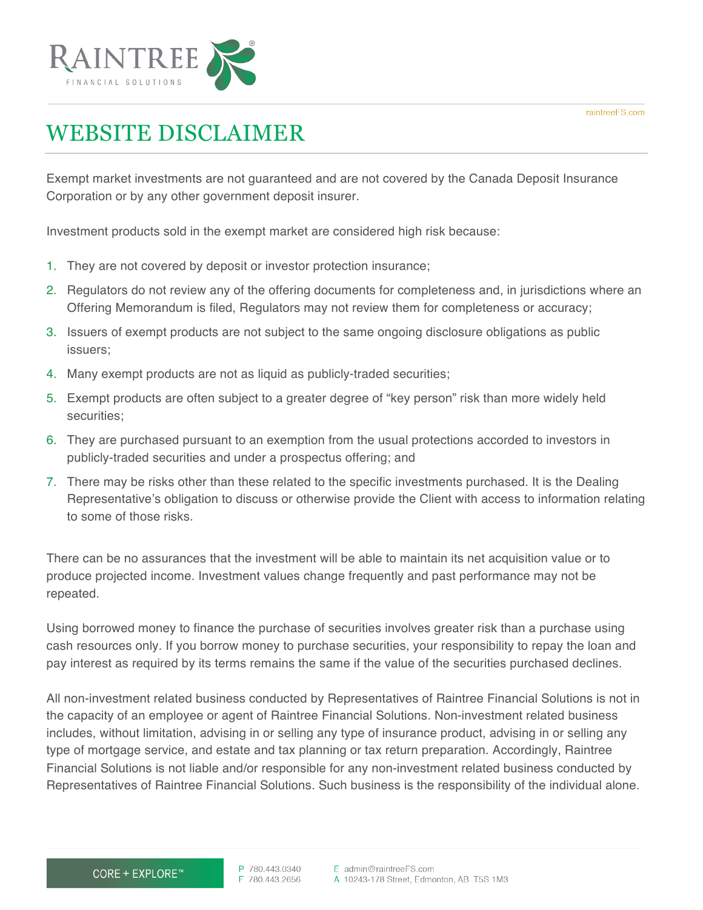# WEBSITE DISCLAIMER

Exempt market investments are not guaranteed and are not covered by the Canada Deposit Insurance Corporation or by any other government deposit insurer.

Investment products sold in the exempt market are considered high risk because:

1. They are not covered by deposit or investor protection insurance;
2. Regulators do not review any of the offering documents for completeness and, in jurisdictions where an Offering Memorandum is filed, Regulators may not review them for completeness or accuracy;
3. Issuers of exempt products are not subject to the same ongoing disclosure obligations as public issuers;
4. Many exempt products are not as liquid as publicly-traded securities;
5. Exempt products are often subject to a greater degree of “key person” risk than more widely held securities;
6. They are purchased pursuant to an exemption from the usual protections accorded to investors in publicly-traded securities and under a prospectus offering; and
7. There may be risks other than these related to the specific investments purchased. It is the Dealing Representative’s obligation to discuss or otherwise provide the Client with access to information relating to some of those risks.

There can be no assurances that the investment will be able to maintain its net acquisition value or to produce projected income. Investment values change frequently and past performance may not be repeated.

Using borrowed money to finance the purchase of securities involves greater risk than a purchase using cash resources only. If you borrow money to purchase securities, your responsibility to repay the loan and pay interest as required by its terms remains the same if the value of the securities purchased declines.

All non-investment related business conducted by Representatives of Raintree Financial Solutions is not in the capacity of an employee or agent of Raintree Financial Solutions. Non-investment related business includes, without limitation, advising in or selling any type of insurance product, advising in or selling any type of mortgage service, and estate and tax planning or tax return preparation. Accordingly, Raintree Financial Solutions is not liable and/or responsible for any non-investment related business conducted by Representatives of Raintree Financial Solutions. Such business is the responsibility of the individual alone.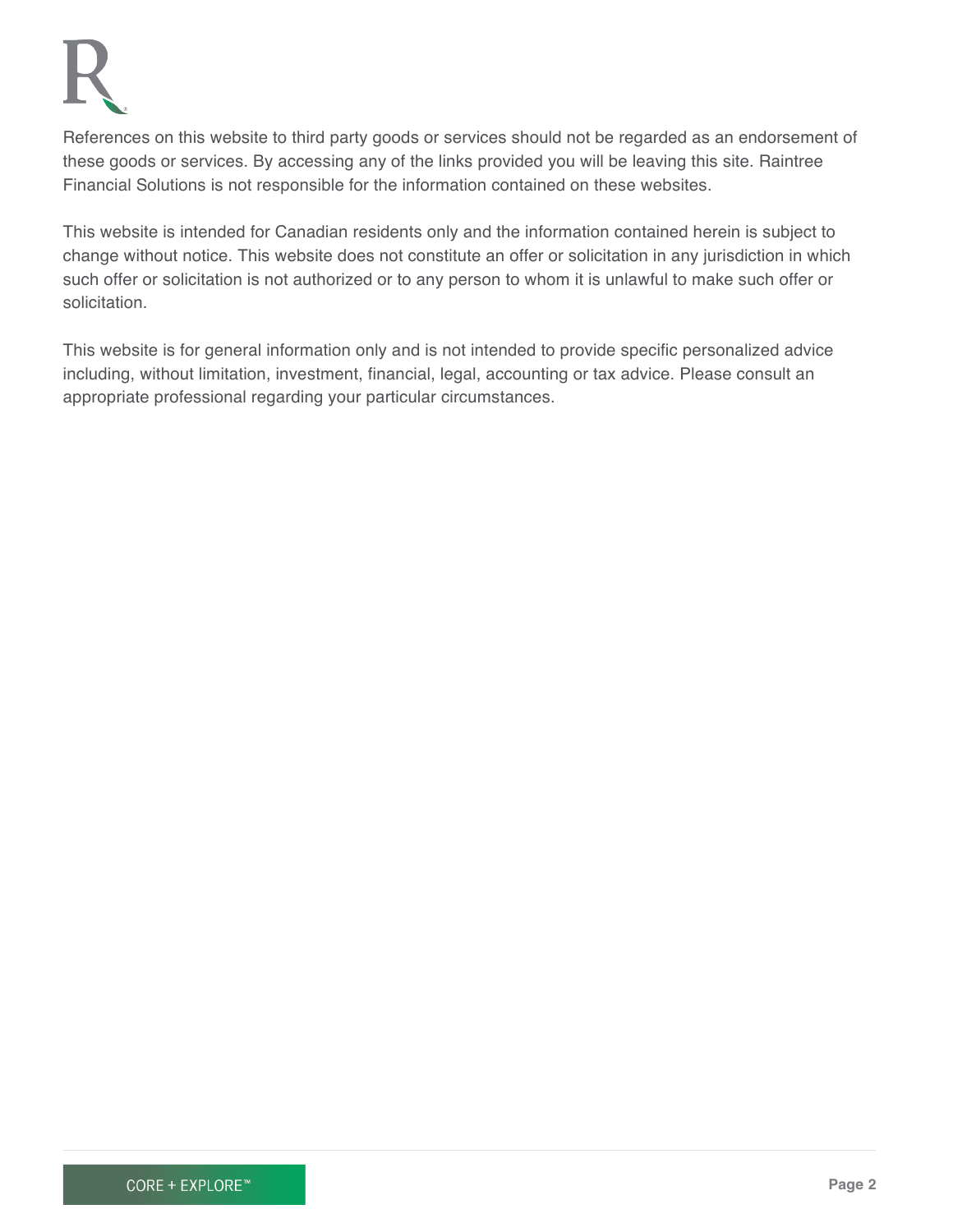References on this website to third party goods or services should not be regarded as an endorsement of these goods or services. By accessing any of the links provided you will be leaving this site. Raintree Financial Solutions is not responsible for the information contained on these websites.

This website is intended for Canadian residents only and the information contained herein is subject to change without notice. This website does not constitute an offer or solicitation in any jurisdiction in which such offer or solicitation is not authorized or to any person to whom it is unlawful to make such offer or solicitation.

This website is for general information only and is not intended to provide specific personalized advice including, without limitation, investment, financial, legal, accounting or tax advice. Please consult an appropriate professional regarding your particular circumstances.